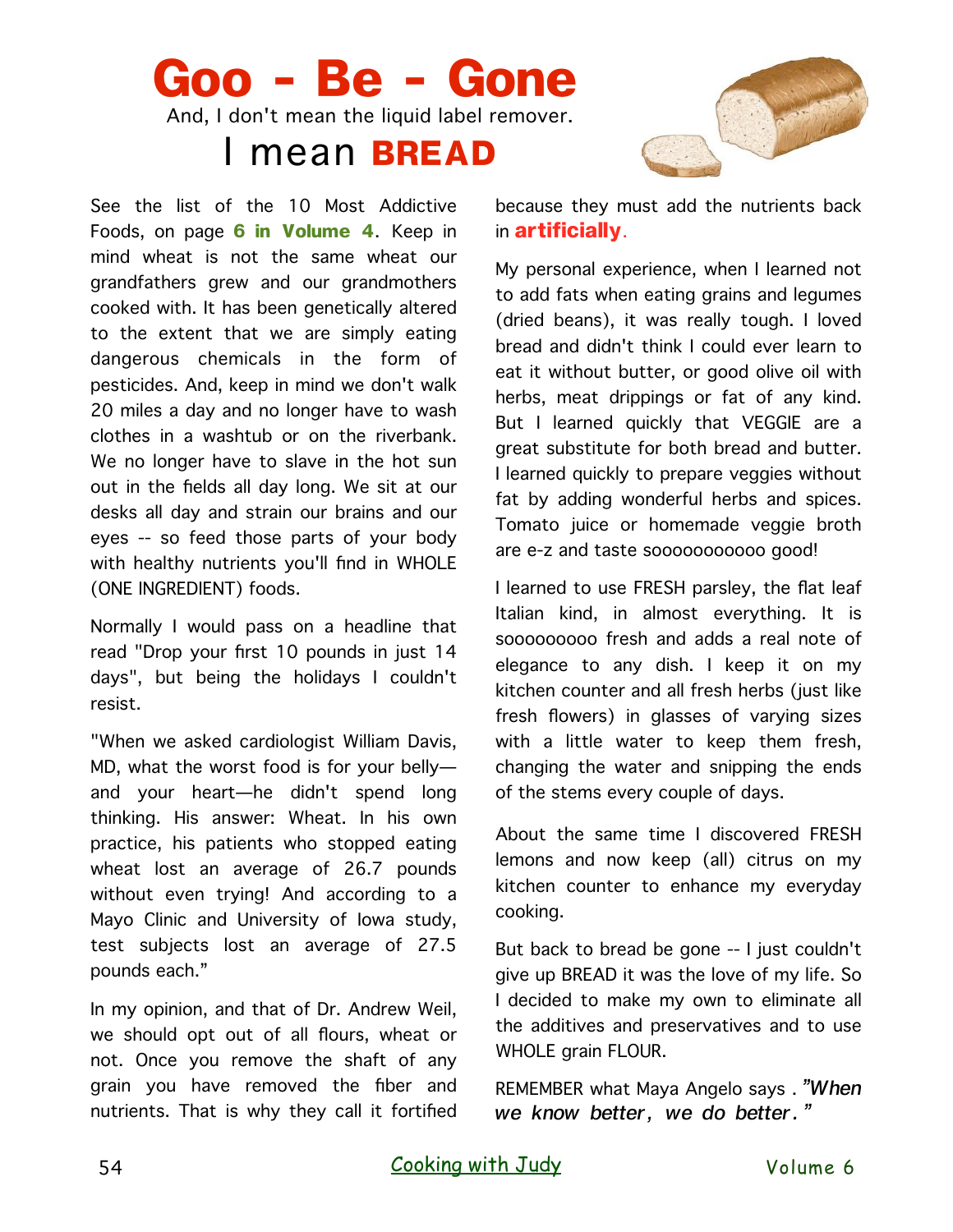# Goo - Be - Gone

And, I don't mean the liquid label remover.

## I mean **BREAD**

See the list of the 10 Most Addictive Foods, on page **6 in Volume 4**. Keep in mind wheat is not the same wheat our grandfathers grew and our grandmothers cooked with. It has been genetically altered to the extent that we are simply eating dangerous chemicals in the form of pesticides. And, keep in mind we don't walk 20 miles a day and no longer have to wash clothes in a washtub or on the riverbank. We no longer have to slave in the hot sun out in the fields all day long. We sit at our desks all day and strain our brains and our eyes -- so feed those parts of your body with healthy nutrients you'll find in WHOLE (ONE INGREDIENT) foods.

Normally I would pass on a headline that read "Drop your first 10 pounds in just 14 days", but being the holidays I couldn't resist.

"When we asked cardiologist William Davis, MD, what the worst food is for your belly—and your heart—he didn't spend long thinking. His answer: Wheat. In his own practice, his patients who stopped eating wheat lost an average of 26.7 pounds without even trying! And according to a Mayo Clinic and University of Iowa study, test subjects lost an average of 27.5 pounds each."

In my opinion, and that of Dr. Andrew Weil, we should opt out of all flours, wheat or not. Once you remove the shaft of any grain you have removed the fiber and nutrients. That is why they call it fortified because they must add the nutrients back in **artificially**.

My personal experience, when I learned not to add fats when eating grains and legumes (dried beans), it was really tough. I loved bread and didn't think I could ever learn to eat it without butter, or good olive oil with herbs, meat drippings or fat of any kind. But I learned quickly that VEGGIE are a great substitute for both bread and butter. I learned quickly to prepare veggies without fat by adding wonderful herbs and spices. Tomato juice or homemade veggie broth are e-z and taste soooooooooo good!

I learned to use FRESH parsley, the flat leaf Italian kind, in almost everything. It is sooooooooo fresh and adds a real note of elegance to any dish. I keep it on my kitchen counter and all fresh herbs (just like fresh flowers) in glasses of varying sizes with a little water to keep them fresh, changing the water and snipping the ends of the stems every couple of days.

About the same time I discovered FRESH lemons and now keep (all) citrus on my kitchen counter to enhance my everyday cooking.

But back to bread be gone -- I just couldn't give up BREAD it was the love of my life. So I decided to make my own to eliminate all the additives and preservatives and to use WHOLE grain FLOUR.

REMEMBER what Maya Angelo says . ***"When we know better, we do better."***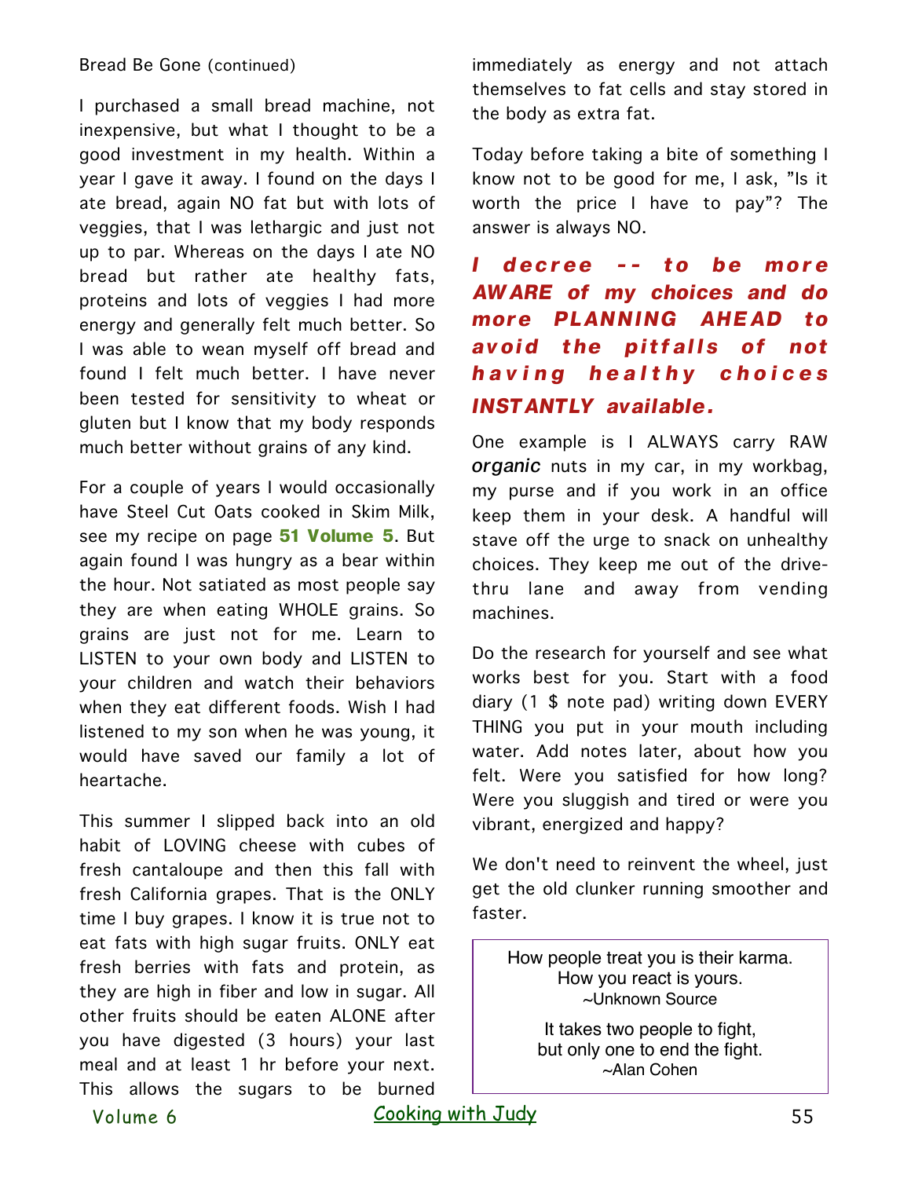Bread Be Gone (continued)

I purchased a small bread machine, not inexpensive, but what I thought to be a good investment in my health. Within a year I gave it away. I found on the days I ate bread, again NO fat but with lots of veggies, that I was lethargic and just not up to par. Whereas on the days I ate NO bread but rather ate healthy fats, proteins and lots of veggies I had more energy and generally felt much better. So I was able to wean myself off bread and found I felt much better. I have never been tested for sensitivity to wheat or gluten but I know that my body responds much better without grains of any kind.

For a couple of years I would occasionally have Steel Cut Oats cooked in Skim Milk, see my recipe on page **51 Volume 5**. But again found I was hungry as a bear within the hour. Not satiated as most people say they are when eating WHOLE grains. So grains are just not for me. Learn to LISTEN to your own body and LISTEN to your children and watch their behaviors when they eat different foods. Wish I had listened to my son when he was young, it would have saved our family a lot of heartache.

This summer I slipped back into an old habit of LOVING cheese with cubes of fresh cantaloupe and then this fall with fresh California grapes. That is the ONLY time I buy grapes. I know it is true not to eat fats with high sugar fruits. ONLY eat fresh berries with fats and protein, as they are high in fiber and low in sugar. All other fruits should be eaten ALONE after you have digested (3 hours) your last meal and at least 1 hr before your next. This allows the sugars to be burned immediately as energy and not attach themselves to fat cells and stay stored in the body as extra fat.

Today before taking a bite of something I know not to be good for me, I ask, "Is it worth the price I have to pay"? The answer is always NO.

***I decree -- to be more AWARE of my choices and do more PLANNING AHEAD to avoid the pitfalls of not having healthy choices INSTANTLY available.***

One example is I ALWAYS carry RAW ***organic*** nuts in my car, in my workbag, my purse and if you work in an office keep them in your desk. A handful will stave off the urge to snack on unhealthy choices. They keep me out of the drive-thru lane and away from vending machines.

Do the research for yourself and see what works best for you. Start with a food diary (1 $ note pad) writing down EVERY THING you put in your mouth including water. Add notes later, about how you felt. Were you satisfied for how long? Were you sluggish and tired or were you vibrant, energized and happy?

We don't need to reinvent the wheel, just get the old clunker running smoother and faster.

How people treat you is their karma.
How you react is yours.
~Unknown Source

It takes two people to fight,
but only one to end the fight.
~Alan Cohen